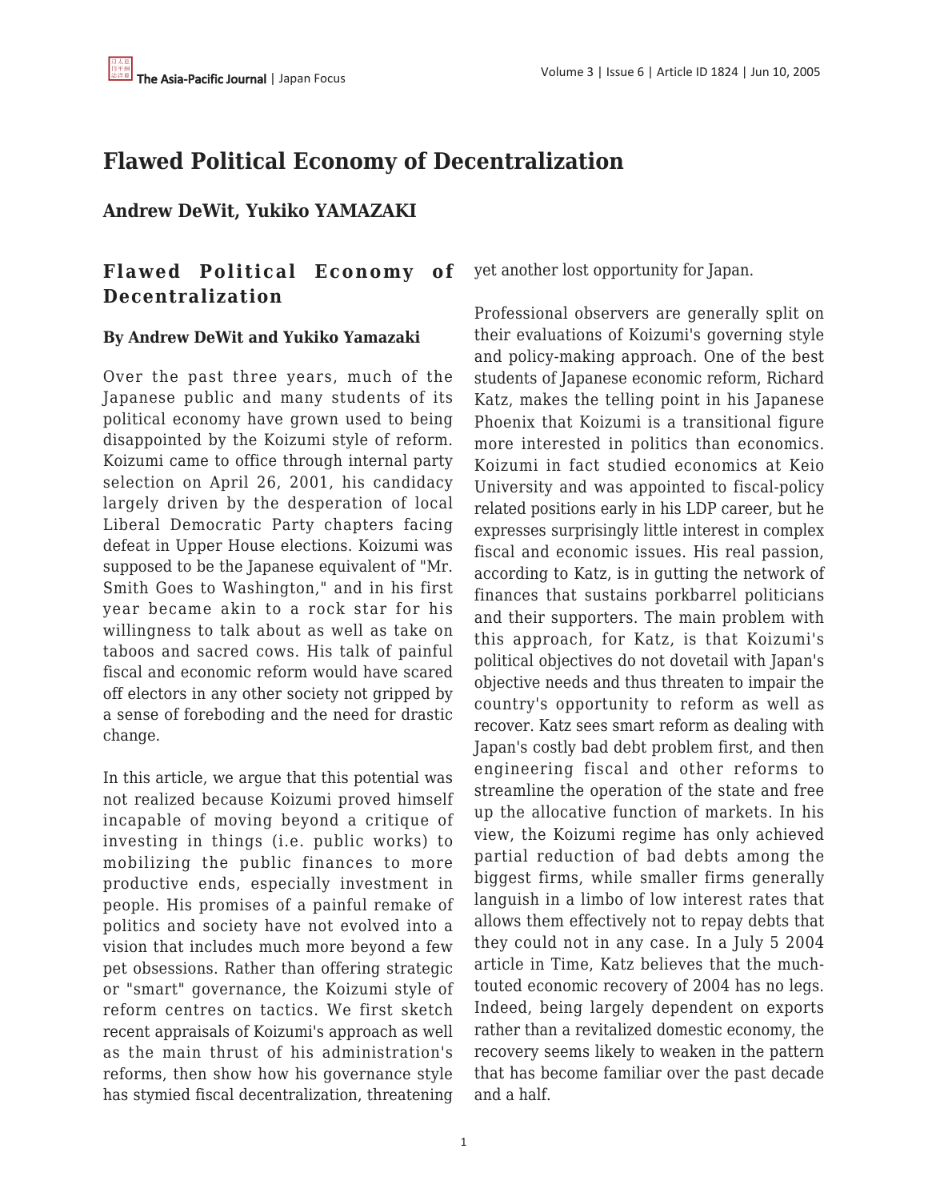# Flawed Political Economy of Decentralization

## Andrew DeWit, Yukiko YAMAZAKI

### Flawed Political Economy of Decentralization

**By Andrew DeWit and Yukiko Yamazaki**

Over the past three years, much of the Japanese public and many students of its political economy have grown used to being disappointed by the Koizumi style of reform. Koizumi came to office through internal party selection on April 26, 2001, his candidacy largely driven by the desperation of local Liberal Democratic Party chapters facing defeat in Upper House elections. Koizumi was supposed to be the Japanese equivalent of "Mr. Smith Goes to Washington," and in his first year became akin to a rock star for his willingness to talk about as well as take on taboos and sacred cows. His talk of painful fiscal and economic reform would have scared off electors in any other society not gripped by a sense of foreboding and the need for drastic change.

In this article, we argue that this potential was not realized because Koizumi proved himself incapable of moving beyond a critique of investing in things (i.e. public works) to mobilizing the public finances to more productive ends, especially investment in people. His promises of a painful remake of politics and society have not evolved into a vision that includes much more beyond a few pet obsessions. Rather than offering strategic or "smart" governance, the Koizumi style of reform centres on tactics. We first sketch recent appraisals of Koizumi's approach as well as the main thrust of his administration's reforms, then show how his governance style has stymied fiscal decentralization, threatening yet another lost opportunity for Japan.

Professional observers are generally split on their evaluations of Koizumi's governing style and policy-making approach. One of the best students of Japanese economic reform, Richard Katz, makes the telling point in his Japanese Phoenix that Koizumi is a transitional figure more interested in politics than economics. Koizumi in fact studied economics at Keio University and was appointed to fiscal-policy related positions early in his LDP career, but he expresses surprisingly little interest in complex fiscal and economic issues. His real passion, according to Katz, is in gutting the network of finances that sustains porkbarrel politicians and their supporters. The main problem with this approach, for Katz, is that Koizumi's political objectives do not dovetail with Japan's objective needs and thus threaten to impair the country's opportunity to reform as well as recover. Katz sees smart reform as dealing with Japan's costly bad debt problem first, and then engineering fiscal and other reforms to streamline the operation of the state and free up the allocative function of markets. In his view, the Koizumi regime has only achieved partial reduction of bad debts among the biggest firms, while smaller firms generally languish in a limbo of low interest rates that allows them effectively not to repay debts that they could not in any case. In a July 5 2004 article in Time, Katz believes that the much-touted economic recovery of 2004 has no legs. Indeed, being largely dependent on exports rather than a revitalized domestic economy, the recovery seems likely to weaken in the pattern that has become familiar over the past decade and a half.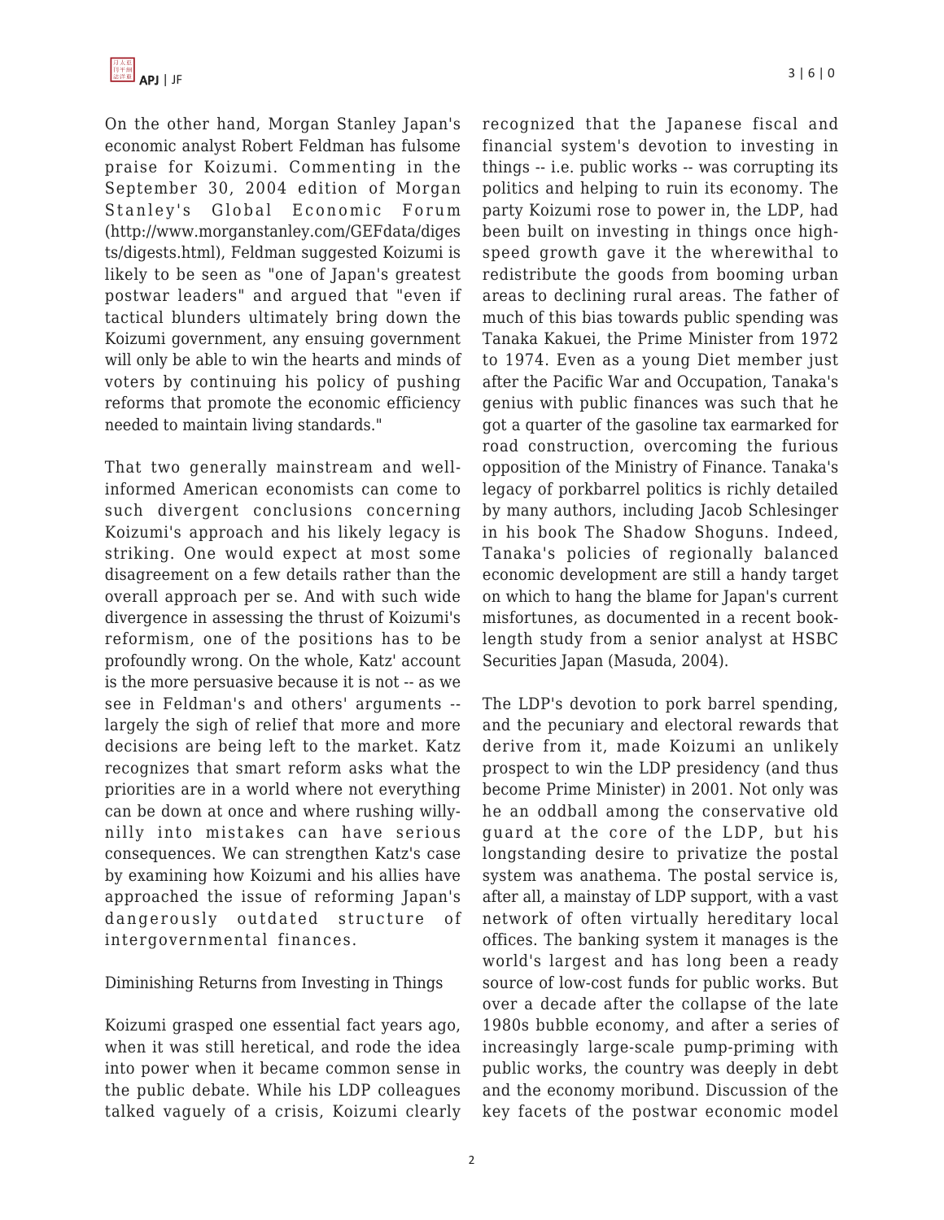On the other hand, Morgan Stanley Japan's economic analyst Robert Feldman has fulsome praise for Koizumi. Commenting in the September 30, 2004 edition of Morgan Stanley's Global Economic Forum (http://www.morganstanley.com/GEFdata/digests/digests.html), Feldman suggested Koizumi is likely to be seen as "one of Japan's greatest postwar leaders" and argued that "even if tactical blunders ultimately bring down the Koizumi government, any ensuing government will only be able to win the hearts and minds of voters by continuing his policy of pushing reforms that promote the economic efficiency needed to maintain living standards."

That two generally mainstream and well-informed American economists can come to such divergent conclusions concerning Koizumi's approach and his likely legacy is striking. One would expect at most some disagreement on a few details rather than the overall approach per se. And with such wide divergence in assessing the thrust of Koizumi's reformism, one of the positions has to be profoundly wrong. On the whole, Katz' account is the more persuasive because it is not -- as we see in Feldman's and others' arguments -- largely the sigh of relief that more and more decisions are being left to the market. Katz recognizes that smart reform asks what the priorities are in a world where not everything can be down at once and where rushing willy-nilly into mistakes can have serious consequences. We can strengthen Katz's case by examining how Koizumi and his allies have approached the issue of reforming Japan's dangerously outdated structure of intergovernmental finances.

## Diminishing Returns from Investing in Things

Koizumi grasped one essential fact years ago, when it was still heretical, and rode the idea into power when it became common sense in the public debate. While his LDP colleagues talked vaguely of a crisis, Koizumi clearly recognized that the Japanese fiscal and financial system's devotion to investing in things -- i.e. public works -- was corrupting its politics and helping to ruin its economy. The party Koizumi rose to power in, the LDP, had been built on investing in things once high-speed growth gave it the wherewithal to redistribute the goods from booming urban areas to declining rural areas. The father of much of this bias towards public spending was Tanaka Kakuei, the Prime Minister from 1972 to 1974. Even as a young Diet member just after the Pacific War and Occupation, Tanaka's genius with public finances was such that he got a quarter of the gasoline tax earmarked for road construction, overcoming the furious opposition of the Ministry of Finance. Tanaka's legacy of porkbarrel politics is richly detailed by many authors, including Jacob Schlesinger in his book The Shadow Shoguns. Indeed, Tanaka's policies of regionally balanced economic development are still a handy target on which to hang the blame for Japan's current misfortunes, as documented in a recent book-length study from a senior analyst at HSBC Securities Japan (Masuda, 2004).

The LDP's devotion to pork barrel spending, and the pecuniary and electoral rewards that derive from it, made Koizumi an unlikely prospect to win the LDP presidency (and thus become Prime Minister) in 2001. Not only was he an oddball among the conservative old guard at the core of the LDP, but his longstanding desire to privatize the postal system was anathema. The postal service is, after all, a mainstay of LDP support, with a vast network of often virtually hereditary local offices. The banking system it manages is the world's largest and has long been a ready source of low-cost funds for public works. But over a decade after the collapse of the late 1980s bubble economy, and after a series of increasingly large-scale pump-priming with public works, the country was deeply in debt and the economy moribund. Discussion of the key facets of the postwar economic model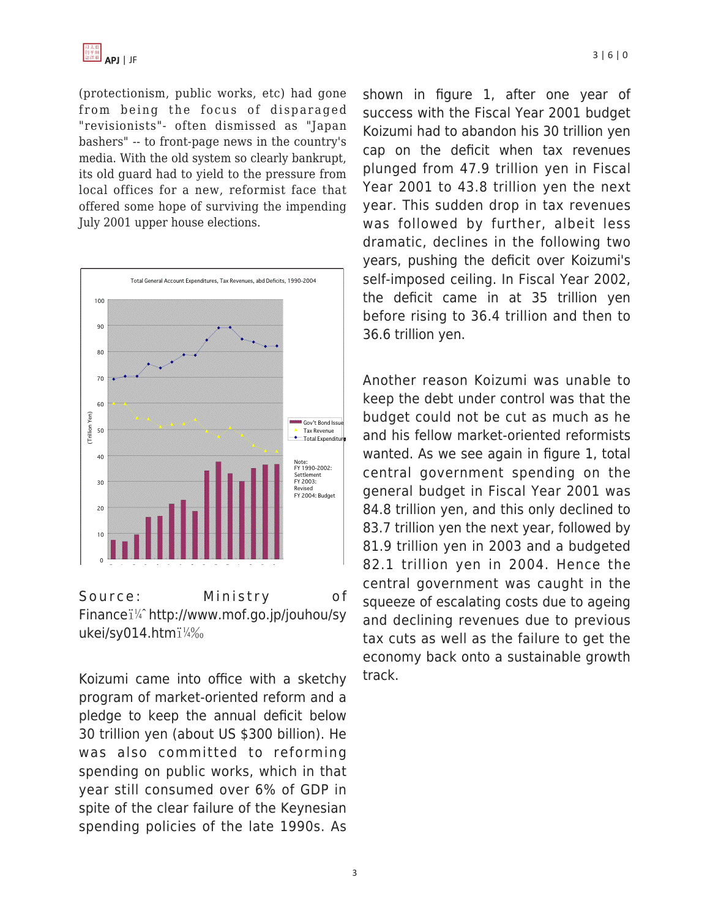(protectionism, public works, etc) had gone from being the focus of disparaged "revisionists"- often dismissed as "Japan bashers" -- to front-page news in the country's media. With the old system so clearly bankrupt, its old guard had to yield to the pressure from local offices for a new, reformist face that offered some hope of surviving the impending July 2001 upper house elections.

Total General Account Expenditures, Tax Revenues, abd Deficits, 1990-2004

Note: FY 1990-2002: Settlement FY 2003: Revised FY 2004: Budget

Source: Ministry of Financeï¼ˆhttp://www.mof.go.jp/jouhou/syukei/sy014.htmï¼‰

Koizumi came into office with a sketchy program of market-oriented reform and a pledge to keep the annual deficit below 30 trillion yen (about US $300 billion). He was also committed to reforming spending on public works, which in that year still consumed over 6% of GDP in spite of the clear failure of the Keynesian spending policies of the late 1990s. As shown in figure 1, after one year of success with the Fiscal Year 2001 budget Koizumi had to abandon his 30 trillion yen cap on the deficit when tax revenues plunged from 47.9 trillion yen in Fiscal Year 2001 to 43.8 trillion yen the next year. This sudden drop in tax revenues was followed by further, albeit less dramatic, declines in the following two years, pushing the deficit over Koizumi's self-imposed ceiling. In Fiscal Year 2002, the deficit came in at 35 trillion yen before rising to 36.4 trillion and then to 36.6 trillion yen.

Another reason Koizumi was unable to keep the debt under control was that the budget could not be cut as much as he and his fellow market-oriented reformists wanted. As we see again in figure 1, total central government spending on the general budget in Fiscal Year 2001 was 84.8 trillion yen, and this only declined to 83.7 trillion yen the next year, followed by 81.9 trillion yen in 2003 and a budgeted 82.1 trillion yen in 2004. Hence the central government was caught in the squeeze of escalating costs due to ageing and declining revenues due to previous tax cuts as well as the failure to get the economy back onto a sustainable growth track.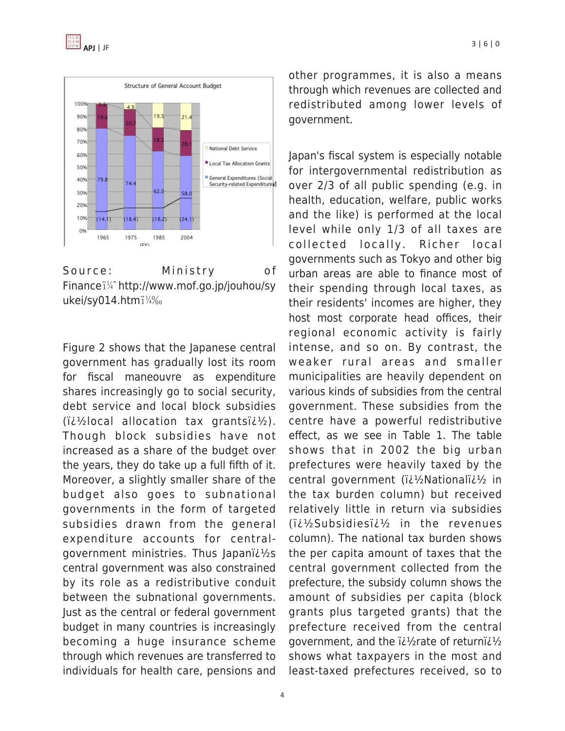Structure of General Account Budget

| FY | General Expenditures (Social Security-related Expenditures) | Local Tax Allocation Grants | National Debt Service |
|---|---|---|---|
| 1965 | 79.8 (14.1) | 19.6 | 0.6 |
| 1975 | 74.4 (18.4) | 20.7 | 4.9 |
| 1985 | 62.0 (18.2) | 18.5 | 19.5 |
| 2004 | 58.0 (24.1) | 20.1 | 21.4 |

Source: Ministry of Financeï¼ˆhttp://www.mof.go.jp/jouhou/syukei/sy014.htmï¼‰

Figure 2 shows that the Japanese central government has gradually lost its room for fiscal maneouvre as expenditure shares increasingly go to social security, debt service and local block subsidies (ï¿½local allocation tax grantsï¿½). Though block subsidies have not increased as a share of the budget over the years, they do take up a full fifth of it. Moreover, a slightly smaller share of the budget also goes to subnational governments in the form of targeted subsidies drawn from the general expenditure accounts for central-government ministries. Thus Japanï¿½s central government was also constrained by its role as a redistributive conduit between the subnational governments. Just as the central or federal government budget in many countries is increasingly becoming a huge insurance scheme through which revenues are transferred to individuals for health care, pensions and other programmes, it is also a means through which revenues are collected and redistributed among lower levels of government.

Japan's fiscal system is especially notable for intergovernmental redistribution as over 2/3 of all public spending (e.g. in health, education, welfare, public works and the like) is performed at the local level while only 1/3 of all taxes are collected locally. Richer local governments such as Tokyo and other big urban areas are able to finance most of their spending through local taxes, as their residents' incomes are higher, they host most corporate head offices, their regional economic activity is fairly intense, and so on. By contrast, the weaker rural areas and smaller municipalities are heavily dependent on various kinds of subsidies from the central government. These subsidies from the centre have a powerful redistributive effect, as we see in Table 1. The table shows that in 2002 the big urban prefectures were heavily taxed by the central government (ï¿½Nationalï¿½ in the tax burden column) but received relatively little in return via subsidies (ï¿½Subsidiesï¿½ in the revenues column). The national tax burden shows the per capita amount of taxes that the central government collected from the prefecture, the subsidy column shows the amount of subsidies per capita (block grants plus targeted grants) that the prefecture received from the central government, and the ï¿½rate of returnï¿½ shows what taxpayers in the most and least-taxed prefectures received, so to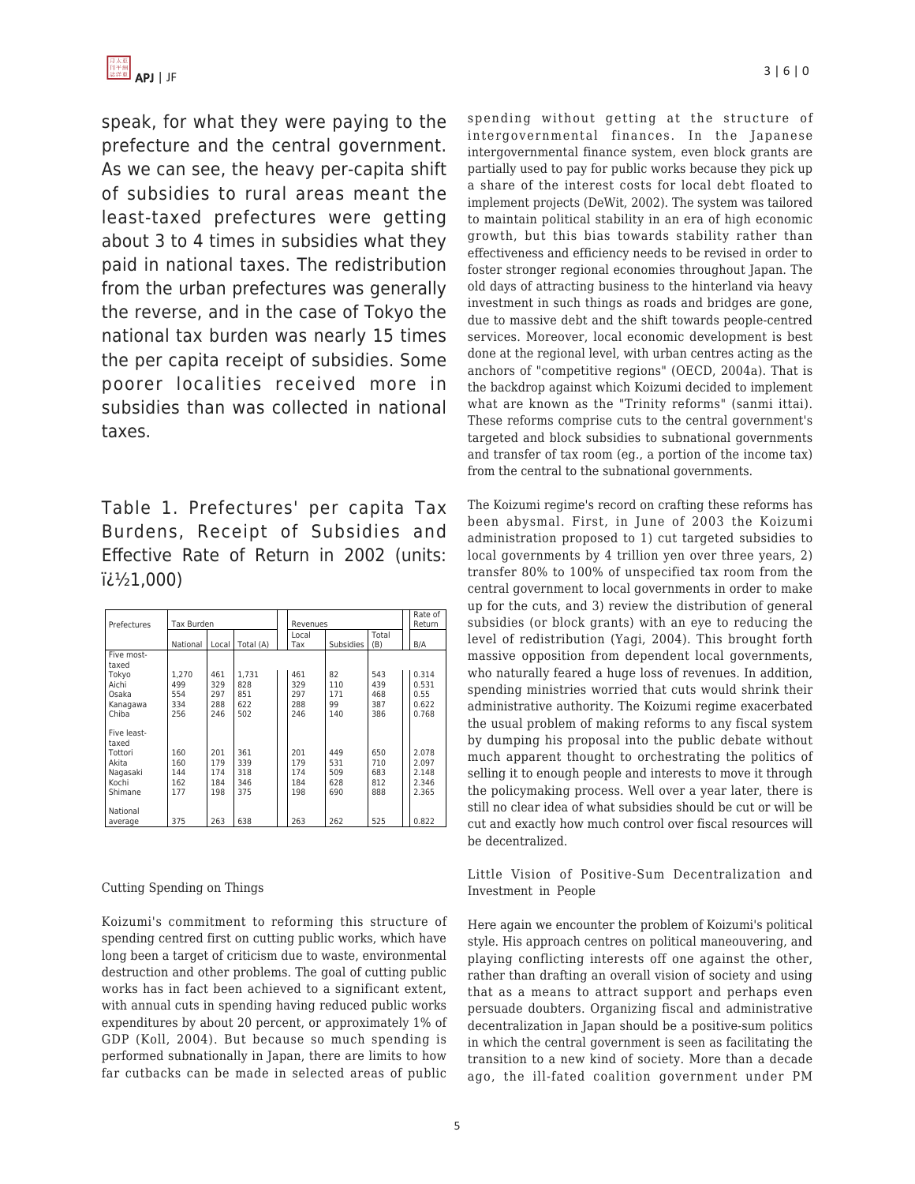speak, for what they were paying to the prefecture and the central government. As we can see, the heavy per-capita shift of subsidies to rural areas meant the least-taxed prefectures were getting about 3 to 4 times in subsidies what they paid in national taxes. The redistribution from the urban prefectures was generally the reverse, and in the case of Tokyo the national tax burden was nearly 15 times the per capita receipt of subsidies. Some poorer localities received more in subsidies than was collected in national taxes.

Table 1. Prefectures' per capita Tax Burdens, Receipt of Subsidies and Effective Rate of Return in 2002 (units: ï¿½1,000)

| Prefectures | Tax Burden | | | Revenues | | | Rate of Return |
|---|---|---|---|---|---|---|---|
| | National | Local | Total (A) | Local Tax | Subsidies | Total (B) | B/A |
| Five most-taxed | | | | | | | |
| Tokyo | 1,270 | 461 | 1,731 | 461 | 82 | 543 | 0.314 |
| Aichi | 499 | 329 | 828 | 329 | 110 | 439 | 0.531 |
| Osaka | 554 | 297 | 851 | 297 | 171 | 468 | 0.55 |
| Kanagawa | 334 | 288 | 622 | 288 | 99 | 387 | 0.622 |
| Chiba | 256 | 246 | 502 | 246 | 140 | 386 | 0.768 |
| Five least-taxed | | | | | | | |
| Tottori | 160 | 201 | 361 | 201 | 449 | 650 | 2.078 |
| Akita | 160 | 179 | 339 | 179 | 531 | 710 | 2.097 |
| Nagasaki | 144 | 174 | 318 | 174 | 509 | 683 | 2.148 |
| Kochi | 162 | 184 | 346 | 184 | 628 | 812 | 2.346 |
| Shimane | 177 | 198 | 375 | 198 | 690 | 888 | 2.365 |
| National average | 375 | 263 | 638 | 263 | 262 | 525 | 0.822 |

### Cutting Spending on Things

Koizumi's commitment to reforming this structure of spending centred first on cutting public works, which have long been a target of criticism due to waste, environmental destruction and other problems. The goal of cutting public works has in fact been achieved to a significant extent, with annual cuts in spending having reduced public works expenditures by about 20 percent, or approximately 1% of GDP (Koll, 2004). But because so much spending is performed subnationally in Japan, there are limits to how far cutbacks can be made in selected areas of public spending without getting at the structure of intergovernmental finances. In the Japanese intergovernmental finance system, even block grants are partially used to pay for public works because they pick up a share of the interest costs for local debt floated to implement projects (DeWit, 2002). The system was tailored to maintain political stability in an era of high economic growth, but this bias towards stability rather than effectiveness and efficiency needs to be revised in order to foster stronger regional economies throughout Japan. The old days of attracting business to the hinterland via heavy investment in such things as roads and bridges are gone, due to massive debt and the shift towards people-centred services. Moreover, local economic development is best done at the regional level, with urban centres acting as the anchors of "competitive regions" (OECD, 2004a). That is the backdrop against which Koizumi decided to implement what are known as the "Trinity reforms" (sanmi ittai). These reforms comprise cuts to the central government's targeted and block subsidies to subnational governments and transfer of tax room (eg., a portion of the income tax) from the central to the subnational governments.

The Koizumi regime's record on crafting these reforms has been abysmal. First, in June of 2003 the Koizumi administration proposed to 1) cut targeted subsidies to local governments by 4 trillion yen over three years, 2) transfer 80% to 100% of unspecified tax room from the central government to local governments in order to make up for the cuts, and 3) review the distribution of general subsidies (or block grants) with an eye to reducing the level of redistribution (Yagi, 2004). This brought forth massive opposition from dependent local governments, who naturally feared a huge loss of revenues. In addition, spending ministries worried that cuts would shrink their administrative authority. The Koizumi regime exacerbated the usual problem of making reforms to any fiscal system by dumping his proposal into the public debate without much apparent thought to orchestrating the politics of selling it to enough people and interests to move it through the policymaking process. Well over a year later, there is still no clear idea of what subsidies should be cut or will be cut and exactly how much control over fiscal resources will be decentralized.

### Little Vision of Positive-Sum Decentralization and Investment in People

Here again we encounter the problem of Koizumi's political style. His approach centres on political maneouvering, and playing conflicting interests off one against the other, rather than drafting an overall vision of society and using that as a means to attract support and perhaps even persuade doubters. Organizing fiscal and administrative decentralization in Japan should be a positive-sum politics in which the central government is seen as facilitating the transition to a new kind of society. More than a decade ago, the ill-fated coalition government under PM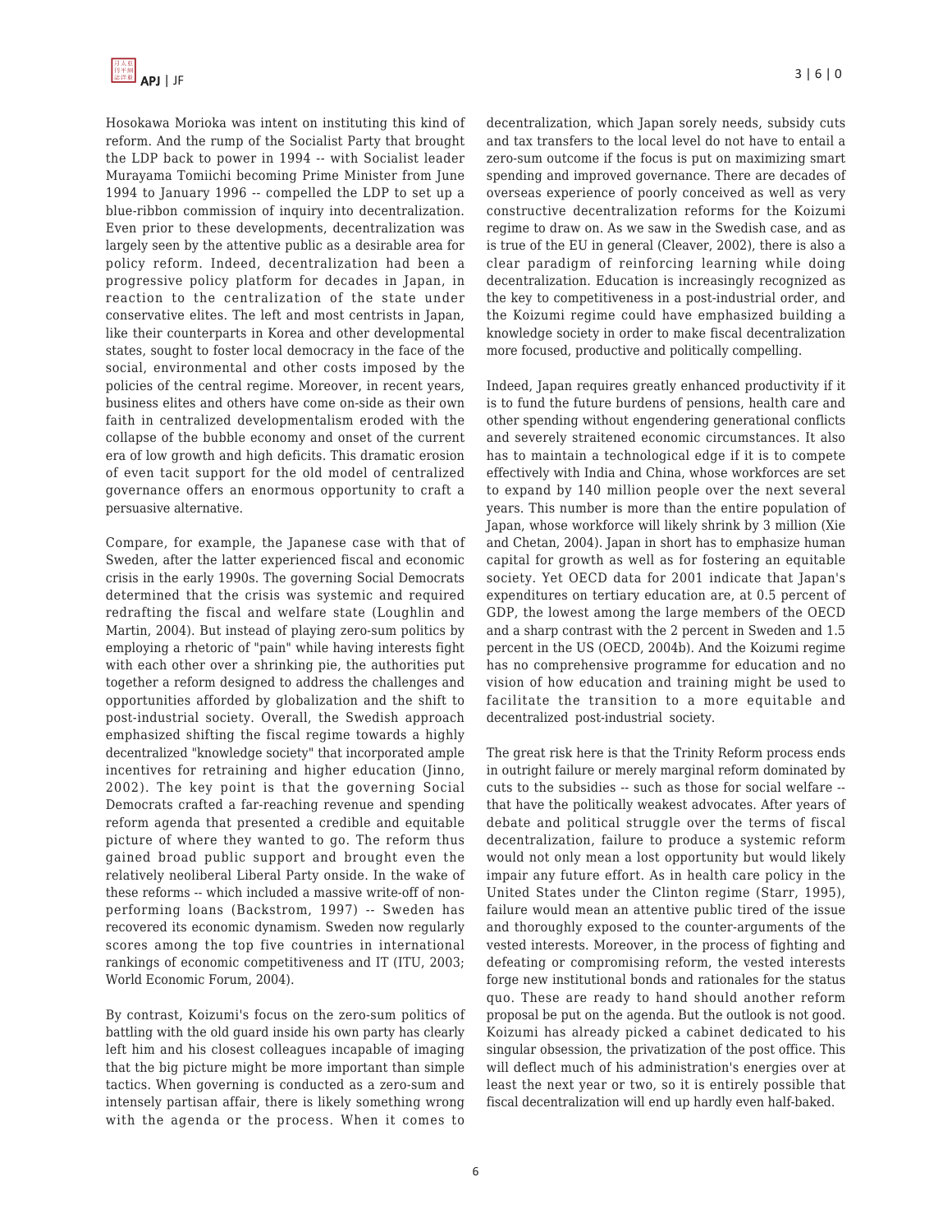Hosokawa Morioka was intent on instituting this kind of reform. And the rump of the Socialist Party that brought the LDP back to power in 1994 -- with Socialist leader Murayama Tomiichi becoming Prime Minister from June 1994 to January 1996 -- compelled the LDP to set up a blue-ribbon commission of inquiry into decentralization. Even prior to these developments, decentralization was largely seen by the attentive public as a desirable area for policy reform. Indeed, decentralization had been a progressive policy platform for decades in Japan, in reaction to the centralization of the state under conservative elites. The left and most centrists in Japan, like their counterparts in Korea and other developmental states, sought to foster local democracy in the face of the social, environmental and other costs imposed by the policies of the central regime. Moreover, in recent years, business elites and others have come on-side as their own faith in centralized developmentalism eroded with the collapse of the bubble economy and onset of the current era of low growth and high deficits. This dramatic erosion of even tacit support for the old model of centralized governance offers an enormous opportunity to craft a persuasive alternative.

Compare, for example, the Japanese case with that of Sweden, after the latter experienced fiscal and economic crisis in the early 1990s. The governing Social Democrats determined that the crisis was systemic and required redrafting the fiscal and welfare state (Loughlin and Martin, 2004). But instead of playing zero-sum politics by employing a rhetoric of "pain" while having interests fight with each other over a shrinking pie, the authorities put together a reform designed to address the challenges and opportunities afforded by globalization and the shift to post-industrial society. Overall, the Swedish approach emphasized shifting the fiscal regime towards a highly decentralized "knowledge society" that incorporated ample incentives for retraining and higher education (Jinno, 2002). The key point is that the governing Social Democrats crafted a far-reaching revenue and spending reform agenda that presented a credible and equitable picture of where they wanted to go. The reform thus gained broad public support and brought even the relatively neoliberal Liberal Party onside. In the wake of these reforms -- which included a massive write-off of non-performing loans (Backstrom, 1997) -- Sweden has recovered its economic dynamism. Sweden now regularly scores among the top five countries in international rankings of economic competitiveness and IT (ITU, 2003; World Economic Forum, 2004).

By contrast, Koizumi's focus on the zero-sum politics of battling with the old guard inside his own party has clearly left him and his closest colleagues incapable of imaging that the big picture might be more important than simple tactics. When governing is conducted as a zero-sum and intensely partisan affair, there is likely something wrong with the agenda or the process. When it comes to decentralization, which Japan sorely needs, subsidy cuts and tax transfers to the local level do not have to entail a zero-sum outcome if the focus is put on maximizing smart spending and improved governance. There are decades of overseas experience of poorly conceived as well as very constructive decentralization reforms for the Koizumi regime to draw on. As we saw in the Swedish case, and as is true of the EU in general (Cleaver, 2002), there is also a clear paradigm of reinforcing learning while doing decentralization. Education is increasingly recognized as the key to competitiveness in a post-industrial order, and the Koizumi regime could have emphasized building a knowledge society in order to make fiscal decentralization more focused, productive and politically compelling.

Indeed, Japan requires greatly enhanced productivity if it is to fund the future burdens of pensions, health care and other spending without engendering generational conflicts and severely straitened economic circumstances. It also has to maintain a technological edge if it is to compete effectively with India and China, whose workforces are set to expand by 140 million people over the next several years. This number is more than the entire population of Japan, whose workforce will likely shrink by 3 million (Xie and Chetan, 2004). Japan in short has to emphasize human capital for growth as well as for fostering an equitable society. Yet OECD data for 2001 indicate that Japan's expenditures on tertiary education are, at 0.5 percent of GDP, the lowest among the large members of the OECD and a sharp contrast with the 2 percent in Sweden and 1.5 percent in the US (OECD, 2004b). And the Koizumi regime has no comprehensive programme for education and no vision of how education and training might be used to facilitate the transition to a more equitable and decentralized post-industrial society.

The great risk here is that the Trinity Reform process ends in outright failure or merely marginal reform dominated by cuts to the subsidies -- such as those for social welfare -- that have the politically weakest advocates. After years of debate and political struggle over the terms of fiscal decentralization, failure to produce a systemic reform would not only mean a lost opportunity but would likely impair any future effort. As in health care policy in the United States under the Clinton regime (Starr, 1995), failure would mean an attentive public tired of the issue and thoroughly exposed to the counter-arguments of the vested interests. Moreover, in the process of fighting and defeating or compromising reform, the vested interests forge new institutional bonds and rationales for the status quo. These are ready to hand should another reform proposal be put on the agenda. But the outlook is not good. Koizumi has already picked a cabinet dedicated to his singular obsession, the privatization of the post office. This will deflect much of his administration's energies over at least the next year or two, so it is entirely possible that fiscal decentralization will end up hardly even half-baked.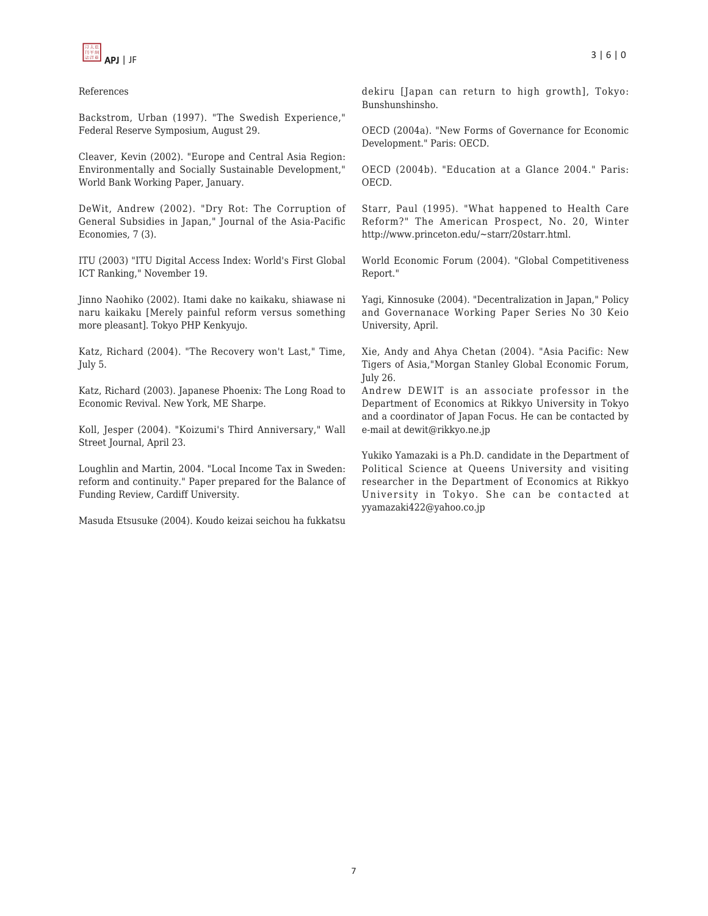References

Backstrom, Urban (1997). "The Swedish Experience," Federal Reserve Symposium, August 29.

Cleaver, Kevin (2002). "Europe and Central Asia Region: Environmentally and Socially Sustainable Development," World Bank Working Paper, January.

DeWit, Andrew (2002). "Dry Rot: The Corruption of General Subsidies in Japan," Journal of the Asia-Pacific Economies, 7 (3).

ITU (2003) "ITU Digital Access Index: World's First Global ICT Ranking," November 19.

Jinno Naohiko (2002). Itami dake no kaikaku, shiawase ni naru kaikaku [Merely painful reform versus something more pleasant]. Tokyo PHP Kenkyujo.

Katz, Richard (2004). "The Recovery won't Last," Time, July 5.

Katz, Richard (2003). Japanese Phoenix: The Long Road to Economic Revival. New York, ME Sharpe.

Koll, Jesper (2004). "Koizumi's Third Anniversary," Wall Street Journal, April 23.

Loughlin and Martin, 2004. "Local Income Tax in Sweden: reform and continuity." Paper prepared for the Balance of Funding Review, Cardiff University.

Masuda Etsusuke (2004). Koudo keizai seichou ha fukkatsu dekiru [Japan can return to high growth], Tokyo: Bunshunshinsho.

OECD (2004a). "New Forms of Governance for Economic Development." Paris: OECD.

OECD (2004b). "Education at a Glance 2004." Paris: OECD.

Starr, Paul (1995). "What happened to Health Care Reform?" The American Prospect, No. 20, Winter http://www.princeton.edu/~starr/20starr.html.

World Economic Forum (2004). "Global Competitiveness Report."

Yagi, Kinnosuke (2004). "Decentralization in Japan," Policy and Governanace Working Paper Series No 30 Keio University, April.

Xie, Andy and Ahya Chetan (2004). "Asia Pacific: New Tigers of Asia,"Morgan Stanley Global Economic Forum, July 26.

Andrew DEWIT is an associate professor in the Department of Economics at Rikkyo University in Tokyo and a coordinator of Japan Focus. He can be contacted by e-mail at dewit@rikkyo.ne.jp

Yukiko Yamazaki is a Ph.D. candidate in the Department of Political Science at Queens University and visiting researcher in the Department of Economics at Rikkyo University in Tokyo. She can be contacted at yyamazaki422@yahoo.co.jp